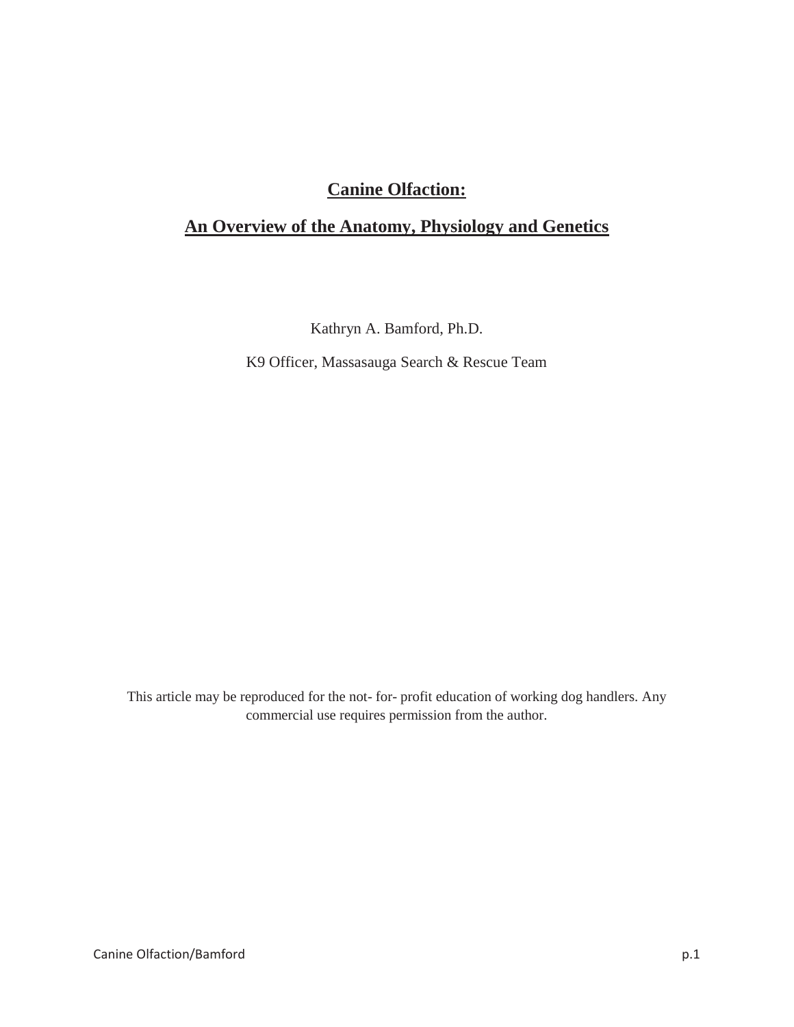# Canine Olfaction:

## An Overview of the Anatomy, Physiology and Genetics

Kathryn A. Bamford, Ph.D.

K9 Officer, Massasauga Search & Rescue Team

This article may be reproduced for the not- for- profit education of working dog handlers. Any commercial use requires permission from the author.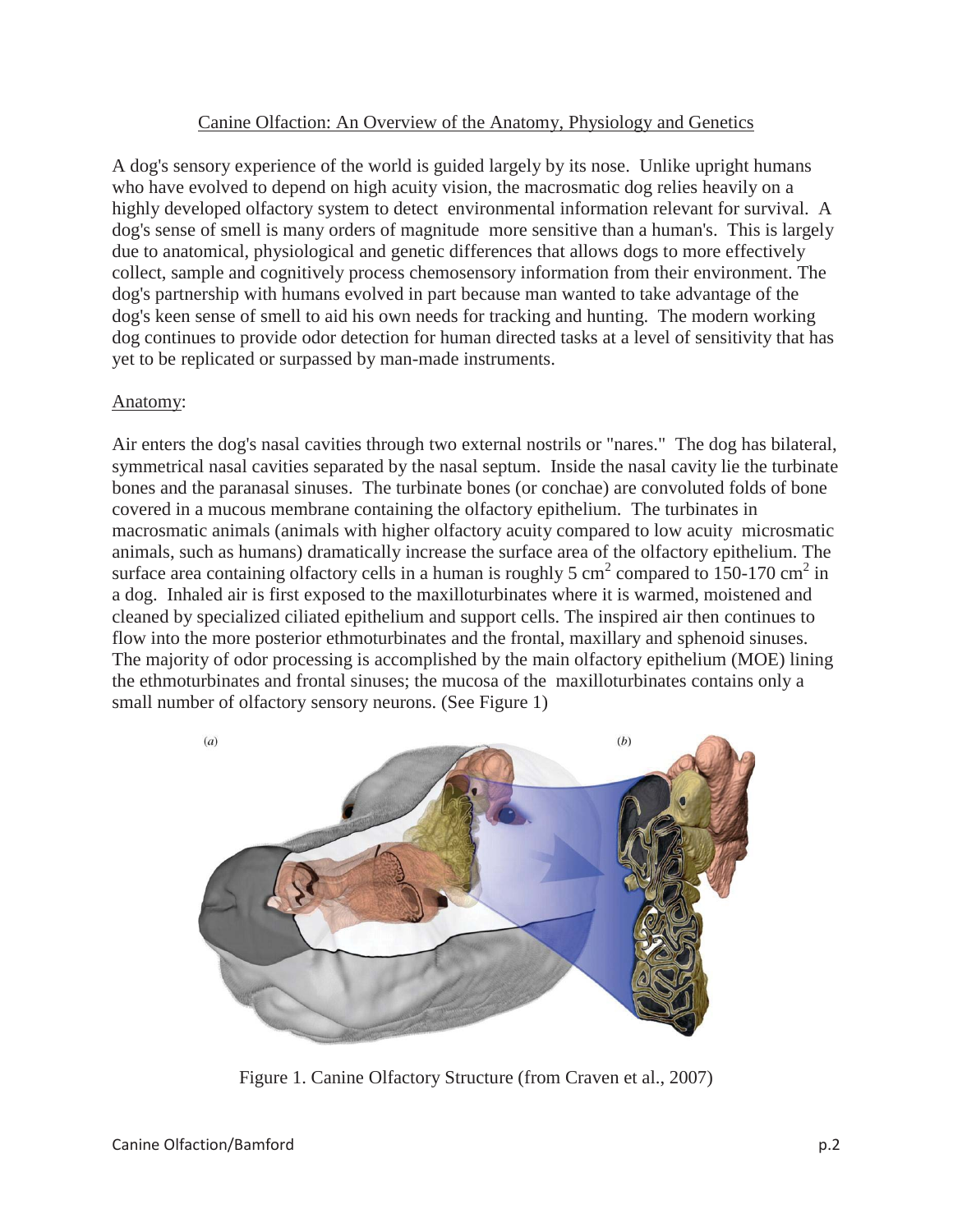Canine Olfaction: An Overview of the Anatomy, Physiology and Genetics

A dog's sensory experience of the world is guided largely by its nose. Unlike upright humans who have evolved to depend on high acuity vision, the macrosmatic dog relies heavily on a highly developed olfactory system to detect environmental information relevant for survival. A dog's sense of smell is many orders of magnitude more sensitive than a human's. This is largely due to anatomical, physiological and genetic differences that allows dogs to more effectively collect, sample and cognitively process chemosensory information from their environment. The dog's partnership with humans evolved in part because man wanted to take advantage of the dog's keen sense of smell to aid his own needs for tracking and hunting. The modern working dog continues to provide odor detection for human directed tasks at a level of sensitivity that has yet to be replicated or surpassed by man-made instruments.

Anatomy:

Air enters the dog's nasal cavities through two external nostrils or "nares." The dog has bilateral, symmetrical nasal cavities separated by the nasal septum. Inside the nasal cavity lie the turbinate bones and the paranasal sinuses. The turbinate bones (or conchae) are convoluted folds of bone covered in a mucous membrane containing the olfactory epithelium. The turbinates in macrosmatic animals (animals with higher olfactory acuity compared to low acuity microsmatic animals, such as humans) dramatically increase the surface area of the olfactory epithelium. The surface area containing olfactory cells in a human is roughly 5 $cm^2$ compared to 150-170 $cm^2$ in a dog. Inhaled air is first exposed to the maxilloturbinates where it is warmed, moistened and cleaned by specialized ciliated epithelium and support cells. The inspired air then continues to flow into the more posterior ethmoturbinates and the frontal, maxillary and sphenoid sinuses. The majority of odor processing is accomplished by the main olfactory epithelium (MOE) lining the ethmoturbinates and frontal sinuses; the mucosa of the maxilloturbinates contains only a small number of olfactory sensory neurons. (See Figure 1)

Figure 1. Canine Olfactory Structure (from Craven et al., 2007)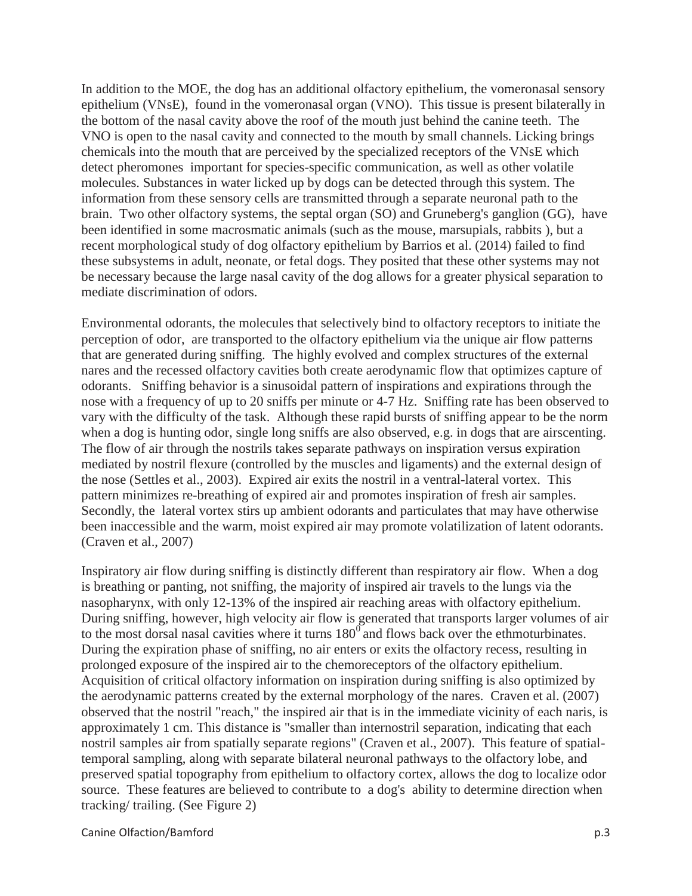In addition to the MOE, the dog has an additional olfactory epithelium, the vomeronasal sensory epithelium (VNsE), found in the vomeronasal organ (VNO). This tissue is present bilaterally in the bottom of the nasal cavity above the roof of the mouth just behind the canine teeth. The VNO is open to the nasal cavity and connected to the mouth by small channels. Licking brings chemicals into the mouth that are perceived by the specialized receptors of the VNsE which detect pheromones important for species-specific communication, as well as other volatile molecules. Substances in water licked up by dogs can be detected through this system. The information from these sensory cells are transmitted through a separate neuronal path to the brain. Two other olfactory systems, the septal organ (SO) and Gruneberg's ganglion (GG), have been identified in some macrosmatic animals (such as the mouse, marsupials, rabbits ), but a recent morphological study of dog olfactory epithelium by Barrios et al. (2014) failed to find these subsystems in adult, neonate, or fetal dogs. They posited that these other systems may not be necessary because the large nasal cavity of the dog allows for a greater physical separation to mediate discrimination of odors.

Environmental odorants, the molecules that selectively bind to olfactory receptors to initiate the perception of odor, are transported to the olfactory epithelium via the unique air flow patterns that are generated during sniffing. The highly evolved and complex structures of the external nares and the recessed olfactory cavities both create aerodynamic flow that optimizes capture of odorants. Sniffing behavior is a sinusoidal pattern of inspirations and expirations through the nose with a frequency of up to 20 sniffs per minute or 4-7 Hz. Sniffing rate has been observed to vary with the difficulty of the task. Although these rapid bursts of sniffing appear to be the norm when a dog is hunting odor, single long sniffs are also observed, e.g. in dogs that are airscenting. The flow of air through the nostrils takes separate pathways on inspiration versus expiration mediated by nostril flexure (controlled by the muscles and ligaments) and the external design of the nose (Settles et al., 2003). Expired air exits the nostril in a ventral-lateral vortex. This pattern minimizes re-breathing of expired air and promotes inspiration of fresh air samples. Secondly, the lateral vortex stirs up ambient odorants and particulates that may have otherwise been inaccessible and the warm, moist expired air may promote volatilization of latent odorants. (Craven et al., 2007)

Inspiratory air flow during sniffing is distinctly different than respiratory air flow. When a dog is breathing or panting, not sniffing, the majority of inspired air travels to the lungs via the nasopharynx, with only 12-13% of the inspired air reaching areas with olfactory epithelium. During sniffing, however, high velocity air flow is generated that transports larger volumes of air to the most dorsal nasal cavities where it turns $180^0$ and flows back over the ethmoturbinates. During the expiration phase of sniffing, no air enters or exits the olfactory recess, resulting in prolonged exposure of the inspired air to the chemoreceptors of the olfactory epithelium. Acquisition of critical olfactory information on inspiration during sniffing is also optimized by the aerodynamic patterns created by the external morphology of the nares. Craven et al. (2007) observed that the nostril "reach," the inspired air that is in the immediate vicinity of each naris, is approximately 1 cm. This distance is "smaller than internostril separation, indicating that each nostril samples air from spatially separate regions" (Craven et al., 2007). This feature of spatial-temporal sampling, along with separate bilateral neuronal pathways to the olfactory lobe, and preserved spatial topography from epithelium to olfactory cortex, allows the dog to localize odor source. These features are believed to contribute to a dog's ability to determine direction when tracking/ trailing. (See Figure 2)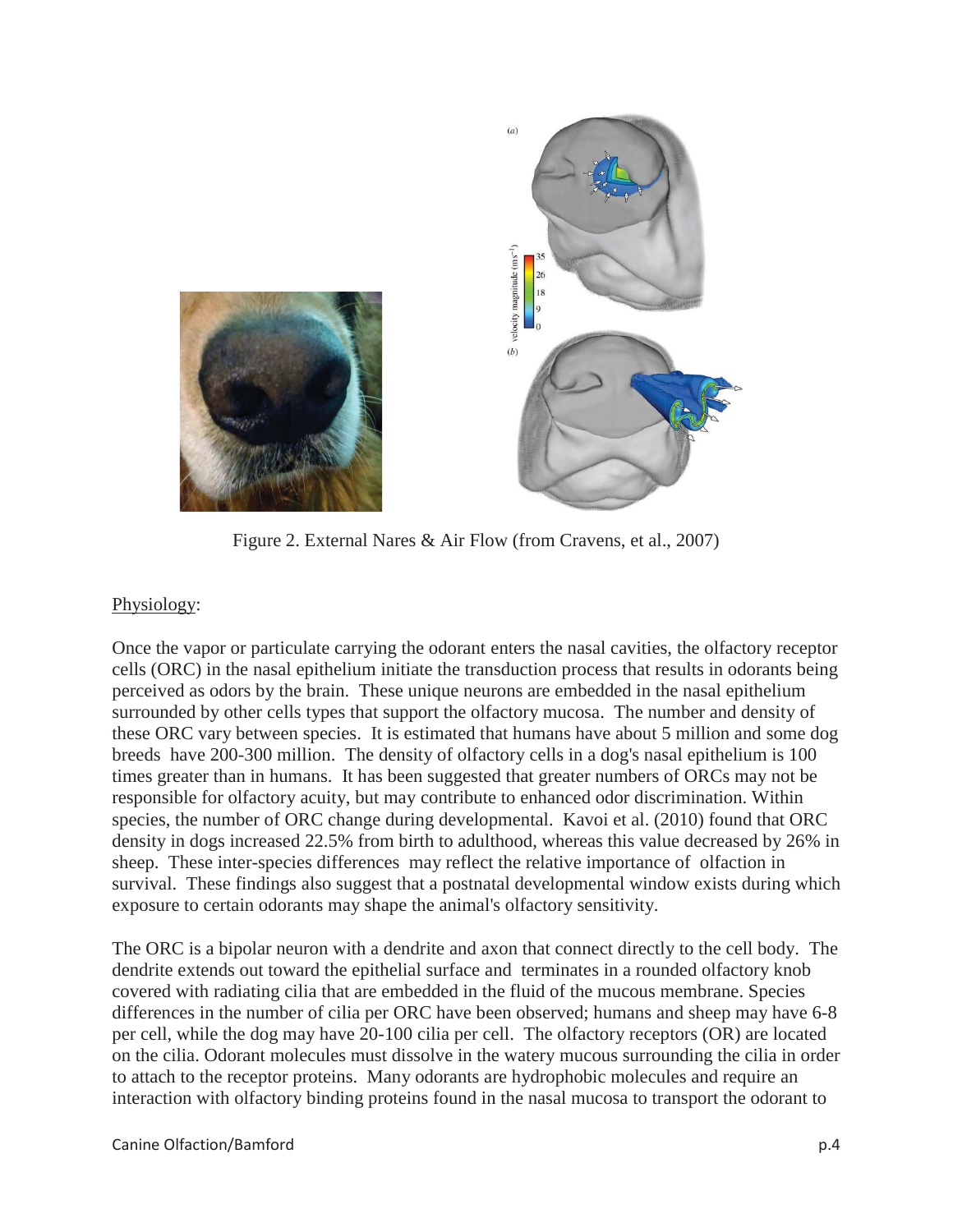Figure 2. External Nares & Air Flow (from Cravens, et al., 2007)

Physiology:

Once the vapor or particulate carrying the odorant enters the nasal cavities, the olfactory receptor cells (ORC) in the nasal epithelium initiate the transduction process that results in odorants being perceived as odors by the brain. These unique neurons are embedded in the nasal epithelium surrounded by other cells types that support the olfactory mucosa. The number and density of these ORC vary between species. It is estimated that humans have about 5 million and some dog breeds have 200-300 million. The density of olfactory cells in a dog's nasal epithelium is 100 times greater than in humans. It has been suggested that greater numbers of ORCs may not be responsible for olfactory acuity, but may contribute to enhanced odor discrimination. Within species, the number of ORC change during developmental. Kavoi et al. (2010) found that ORC density in dogs increased 22.5% from birth to adulthood, whereas this value decreased by 26% in sheep. These inter-species differences may reflect the relative importance of olfaction in survival. These findings also suggest that a postnatal developmental window exists during which exposure to certain odorants may shape the animal's olfactory sensitivity.

The ORC is a bipolar neuron with a dendrite and axon that connect directly to the cell body. The dendrite extends out toward the epithelial surface and terminates in a rounded olfactory knob covered with radiating cilia that are embedded in the fluid of the mucous membrane. Species differences in the number of cilia per ORC have been observed; humans and sheep may have 6-8 per cell, while the dog may have 20-100 cilia per cell. The olfactory receptors (OR) are located on the cilia. Odorant molecules must dissolve in the watery mucous surrounding the cilia in order to attach to the receptor proteins. Many odorants are hydrophobic molecules and require an interaction with olfactory binding proteins found in the nasal mucosa to transport the odorant to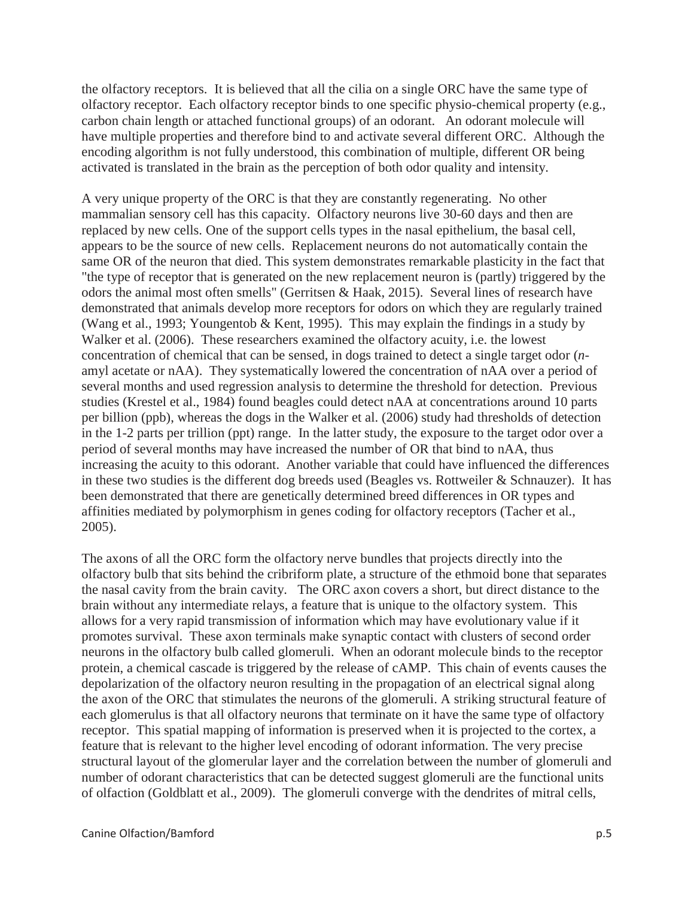the olfactory receptors. It is believed that all the cilia on a single ORC have the same type of olfactory receptor. Each olfactory receptor binds to one specific physio-chemical property (e.g., carbon chain length or attached functional groups) of an odorant. An odorant molecule will have multiple properties and therefore bind to and activate several different ORC. Although the encoding algorithm is not fully understood, this combination of multiple, different OR being activated is translated in the brain as the perception of both odor quality and intensity.

A very unique property of the ORC is that they are constantly regenerating. No other mammalian sensory cell has this capacity. Olfactory neurons live 30-60 days and then are replaced by new cells. One of the support cells types in the nasal epithelium, the basal cell, appears to be the source of new cells. Replacement neurons do not automatically contain the same OR of the neuron that died. This system demonstrates remarkable plasticity in the fact that "the type of receptor that is generated on the new replacement neuron is (partly) triggered by the odors the animal most often smells" (Gerritsen & Haak, 2015). Several lines of research have demonstrated that animals develop more receptors for odors on which they are regularly trained (Wang et al., 1993; Youngentob & Kent, 1995). This may explain the findings in a study by Walker et al. (2006). These researchers examined the olfactory acuity, i.e. the lowest concentration of chemical that can be sensed, in dogs trained to detect a single target odor (*n*-amyl acetate or nAA). They systematically lowered the concentration of nAA over a period of several months and used regression analysis to determine the threshold for detection. Previous studies (Krestel et al., 1984) found beagles could detect nAA at concentrations around 10 parts per billion (ppb), whereas the dogs in the Walker et al. (2006) study had thresholds of detection in the 1-2 parts per trillion (ppt) range. In the latter study, the exposure to the target odor over a period of several months may have increased the number of OR that bind to nAA, thus increasing the acuity to this odorant. Another variable that could have influenced the differences in these two studies is the different dog breeds used (Beagles vs. Rottweiler & Schnauzer). It has been demonstrated that there are genetically determined breed differences in OR types and affinities mediated by polymorphism in genes coding for olfactory receptors (Tacher et al., 2005).

The axons of all the ORC form the olfactory nerve bundles that projects directly into the olfactory bulb that sits behind the cribriform plate, a structure of the ethmoid bone that separates the nasal cavity from the brain cavity. The ORC axon covers a short, but direct distance to the brain without any intermediate relays, a feature that is unique to the olfactory system. This allows for a very rapid transmission of information which may have evolutionary value if it promotes survival. These axon terminals make synaptic contact with clusters of second order neurons in the olfactory bulb called glomeruli. When an odorant molecule binds to the receptor protein, a chemical cascade is triggered by the release of cAMP. This chain of events causes the depolarization of the olfactory neuron resulting in the propagation of an electrical signal along the axon of the ORC that stimulates the neurons of the glomeruli. A striking structural feature of each glomerulus is that all olfactory neurons that terminate on it have the same type of olfactory receptor. This spatial mapping of information is preserved when it is projected to the cortex, a feature that is relevant to the higher level encoding of odorant information. The very precise structural layout of the glomerular layer and the correlation between the number of glomeruli and number of odorant characteristics that can be detected suggest glomeruli are the functional units of olfaction (Goldblatt et al., 2009). The glomeruli converge with the dendrites of mitral cells,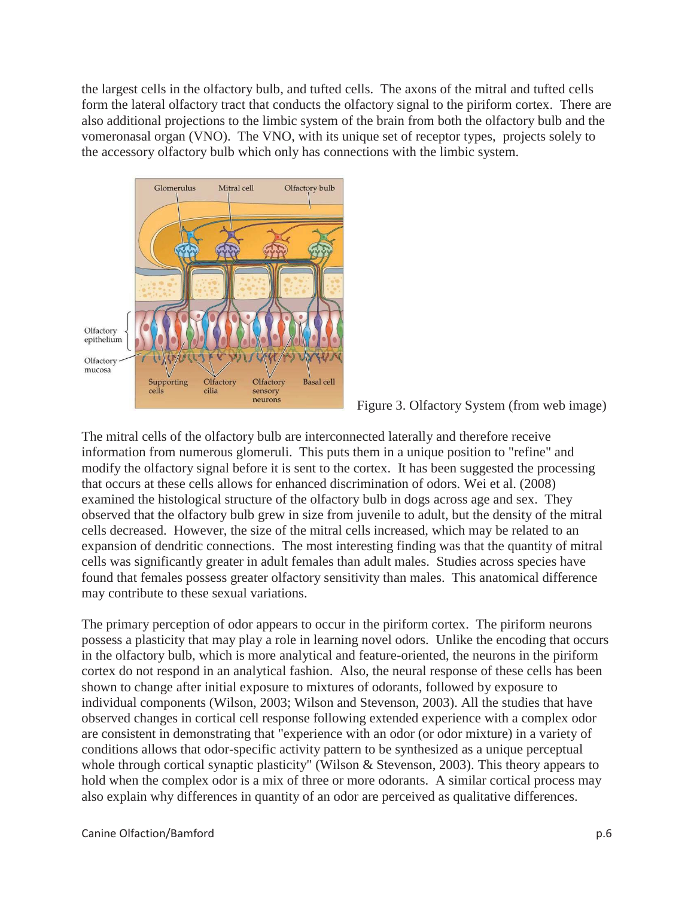the largest cells in the olfactory bulb, and tufted cells. The axons of the mitral and tufted cells form the lateral olfactory tract that conducts the olfactory signal to the piriform cortex. There are also additional projections to the limbic system of the brain from both the olfactory bulb and the vomeronasal organ (VNO). The VNO, with its unique set of receptor types, projects solely to the accessory olfactory bulb which only has connections with the limbic system.

Figure 3. Olfactory System (from web image)

The mitral cells of the olfactory bulb are interconnected laterally and therefore receive information from numerous glomeruli. This puts them in a unique position to "refine" and modify the olfactory signal before it is sent to the cortex. It has been suggested the processing that occurs at these cells allows for enhanced discrimination of odors. Wei et al. (2008) examined the histological structure of the olfactory bulb in dogs across age and sex. They observed that the olfactory bulb grew in size from juvenile to adult, but the density of the mitral cells decreased. However, the size of the mitral cells increased, which may be related to an expansion of dendritic connections. The most interesting finding was that the quantity of mitral cells was significantly greater in adult females than adult males. Studies across species have found that females possess greater olfactory sensitivity than males. This anatomical difference may contribute to these sexual variations.

The primary perception of odor appears to occur in the piriform cortex. The piriform neurons possess a plasticity that may play a role in learning novel odors. Unlike the encoding that occurs in the olfactory bulb, which is more analytical and feature-oriented, the neurons in the piriform cortex do not respond in an analytical fashion. Also, the neural response of these cells has been shown to change after initial exposure to mixtures of odorants, followed by exposure to individual components (Wilson, 2003; Wilson and Stevenson, 2003). All the studies that have observed changes in cortical cell response following extended experience with a complex odor are consistent in demonstrating that "experience with an odor (or odor mixture) in a variety of conditions allows that odor-specific activity pattern to be synthesized as a unique perceptual whole through cortical synaptic plasticity" (Wilson & Stevenson, 2003). This theory appears to hold when the complex odor is a mix of three or more odorants. A similar cortical process may also explain why differences in quantity of an odor are perceived as qualitative differences.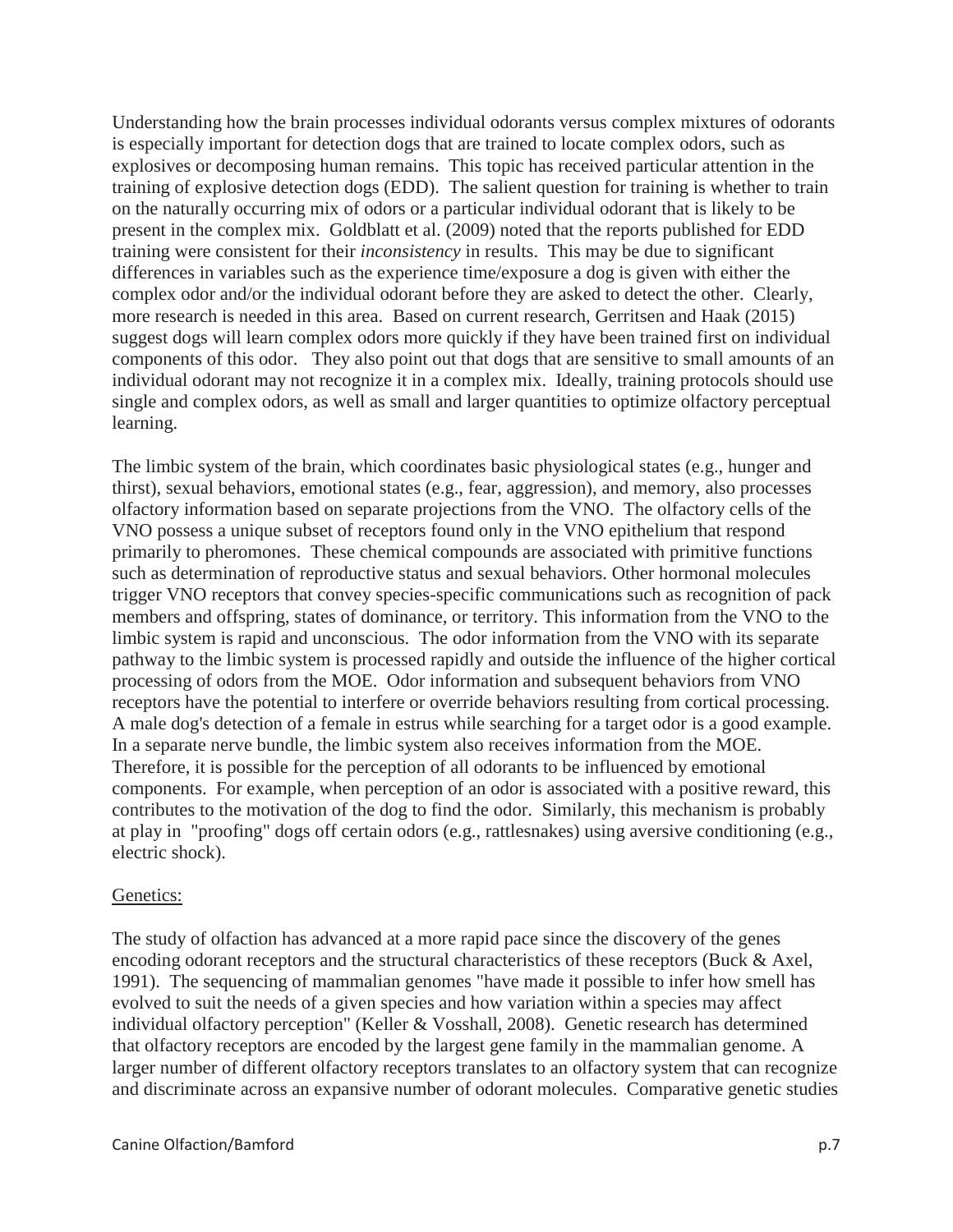Understanding how the brain processes individual odorants versus complex mixtures of odorants is especially important for detection dogs that are trained to locate complex odors, such as explosives or decomposing human remains. This topic has received particular attention in the training of explosive detection dogs (EDD). The salient question for training is whether to train on the naturally occurring mix of odors or a particular individual odorant that is likely to be present in the complex mix. Goldblatt et al. (2009) noted that the reports published for EDD training were consistent for their *inconsistency* in results. This may be due to significant differences in variables such as the experience time/exposure a dog is given with either the complex odor and/or the individual odorant before they are asked to detect the other. Clearly, more research is needed in this area. Based on current research, Gerritsen and Haak (2015) suggest dogs will learn complex odors more quickly if they have been trained first on individual components of this odor. They also point out that dogs that are sensitive to small amounts of an individual odorant may not recognize it in a complex mix. Ideally, training protocols should use single and complex odors, as well as small and larger quantities to optimize olfactory perceptual learning.

The limbic system of the brain, which coordinates basic physiological states (e.g., hunger and thirst), sexual behaviors, emotional states (e.g., fear, aggression), and memory, also processes olfactory information based on separate projections from the VNO. The olfactory cells of the VNO possess a unique subset of receptors found only in the VNO epithelium that respond primarily to pheromones. These chemical compounds are associated with primitive functions such as determination of reproductive status and sexual behaviors. Other hormonal molecules trigger VNO receptors that convey species-specific communications such as recognition of pack members and offspring, states of dominance, or territory. This information from the VNO to the limbic system is rapid and unconscious. The odor information from the VNO with its separate pathway to the limbic system is processed rapidly and outside the influence of the higher cortical processing of odors from the MOE. Odor information and subsequent behaviors from VNO receptors have the potential to interfere or override behaviors resulting from cortical processing. A male dog's detection of a female in estrus while searching for a target odor is a good example. In a separate nerve bundle, the limbic system also receives information from the MOE. Therefore, it is possible for the perception of all odorants to be influenced by emotional components. For example, when perception of an odor is associated with a positive reward, this contributes to the motivation of the dog to find the odor. Similarly, this mechanism is probably at play in "proofing" dogs off certain odors (e.g., rattlesnakes) using aversive conditioning (e.g., electric shock).

## Genetics:

The study of olfaction has advanced at a more rapid pace since the discovery of the genes encoding odorant receptors and the structural characteristics of these receptors (Buck & Axel, 1991). The sequencing of mammalian genomes "have made it possible to infer how smell has evolved to suit the needs of a given species and how variation within a species may affect individual olfactory perception" (Keller & Vosshall, 2008). Genetic research has determined that olfactory receptors are encoded by the largest gene family in the mammalian genome. A larger number of different olfactory receptors translates to an olfactory system that can recognize and discriminate across an expansive number of odorant molecules. Comparative genetic studies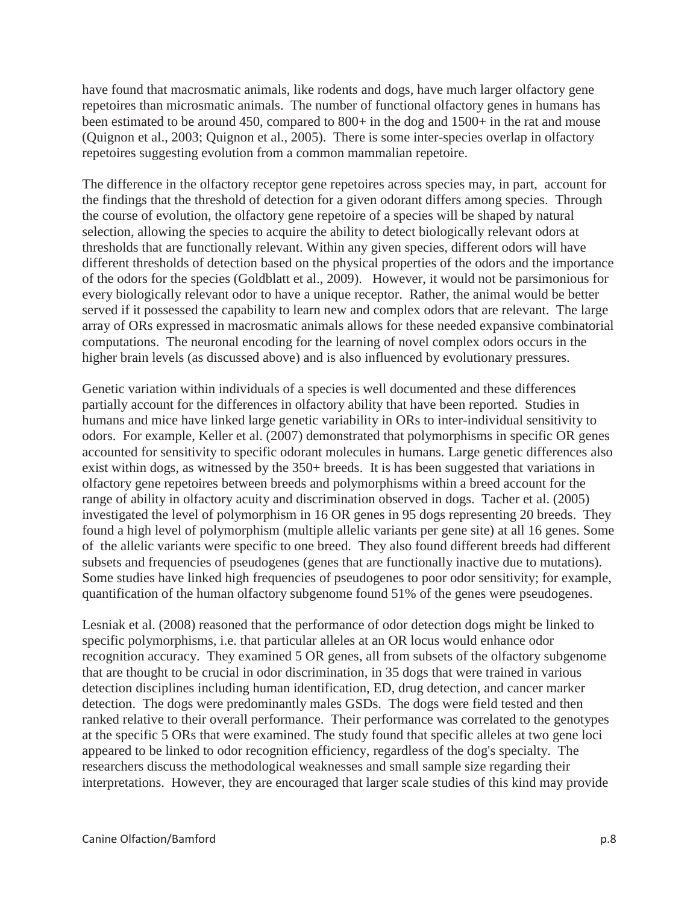have found that macrosmatic animals, like rodents and dogs, have much larger olfactory gene repetoires than microsmatic animals. The number of functional olfactory genes in humans has been estimated to be around 450, compared to 800+ in the dog and 1500+ in the rat and mouse (Quignon et al., 2003; Quignon et al., 2005). There is some inter-species overlap in olfactory repetoires suggesting evolution from a common mammalian repetoire.

The difference in the olfactory receptor gene repetoires across species may, in part, account for the findings that the threshold of detection for a given odorant differs among species. Through the course of evolution, the olfactory gene repetoire of a species will be shaped by natural selection, allowing the species to acquire the ability to detect biologically relevant odors at thresholds that are functionally relevant. Within any given species, different odors will have different thresholds of detection based on the physical properties of the odors and the importance of the odors for the species (Goldblatt et al., 2009). However, it would not be parsimonious for every biologically relevant odor to have a unique receptor. Rather, the animal would be better served if it possessed the capability to learn new and complex odors that are relevant. The large array of ORs expressed in macrosmatic animals allows for these needed expansive combinatorial computations. The neuronal encoding for the learning of novel complex odors occurs in the higher brain levels (as discussed above) and is also influenced by evolutionary pressures.

Genetic variation within individuals of a species is well documented and these differences partially account for the differences in olfactory ability that have been reported. Studies in humans and mice have linked large genetic variability in ORs to inter-individual sensitivity to odors. For example, Keller et al. (2007) demonstrated that polymorphisms in specific OR genes accounted for sensitivity to specific odorant molecules in humans. Large genetic differences also exist within dogs, as witnessed by the 350+ breeds. It is has been suggested that variations in olfactory gene repetoires between breeds and polymorphisms within a breed account for the range of ability in olfactory acuity and discrimination observed in dogs. Tacher et al. (2005) investigated the level of polymorphism in 16 OR genes in 95 dogs representing 20 breeds. They found a high level of polymorphism (multiple allelic variants per gene site) at all 16 genes. Some of the allelic variants were specific to one breed. They also found different breeds had different subsets and frequencies of pseudogenes (genes that are functionally inactive due to mutations). Some studies have linked high frequencies of pseudogenes to poor odor sensitivity; for example, quantification of the human olfactory subgenome found 51% of the genes were pseudogenes.

Lesniak et al. (2008) reasoned that the performance of odor detection dogs might be linked to specific polymorphisms, i.e. that particular alleles at an OR locus would enhance odor recognition accuracy. They examined 5 OR genes, all from subsets of the olfactory subgenome that are thought to be crucial in odor discrimination, in 35 dogs that were trained in various detection disciplines including human identification, ED, drug detection, and cancer marker detection. The dogs were predominantly males GSDs. The dogs were field tested and then ranked relative to their overall performance. Their performance was correlated to the genotypes at the specific 5 ORs that were examined. The study found that specific alleles at two gene loci appeared to be linked to odor recognition efficiency, regardless of the dog's specialty. The researchers discuss the methodological weaknesses and small sample size regarding their interpretations. However, they are encouraged that larger scale studies of this kind may provide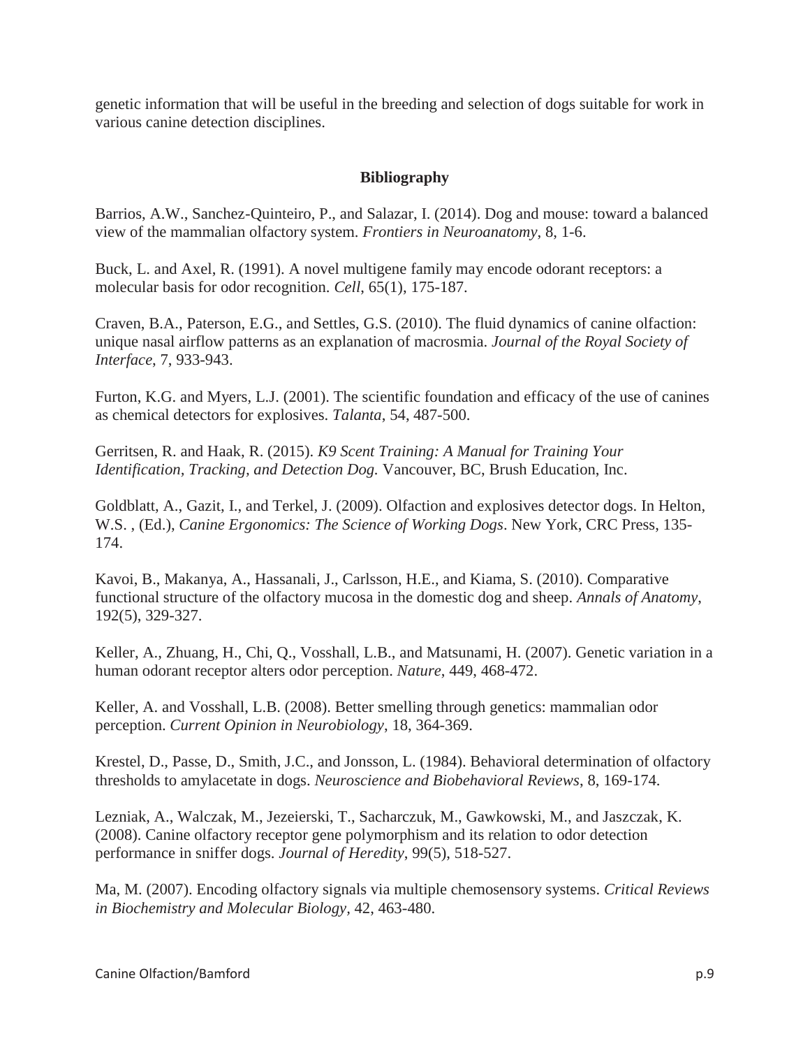genetic information that will be useful in the breeding and selection of dogs suitable for work in various canine detection disciplines.

## Bibliography

Barrios, A.W., Sanchez-Quinteiro, P., and Salazar, I. (2014). Dog and mouse: toward a balanced view of the mammalian olfactory system. *Frontiers in Neuroanatomy*, 8, 1-6.

Buck, L. and Axel, R. (1991). A novel multigene family may encode odorant receptors: a molecular basis for odor recognition. *Cell*, 65(1), 175-187.

Craven, B.A., Paterson, E.G., and Settles, G.S. (2010). The fluid dynamics of canine olfaction: unique nasal airflow patterns as an explanation of macrosmia. *Journal of the Royal Society of Interface*, 7, 933-943.

Furton, K.G. and Myers, L.J. (2001). The scientific foundation and efficacy of the use of canines as chemical detectors for explosives. *Talanta*, 54, 487-500.

Gerritsen, R. and Haak, R. (2015). *K9 Scent Training: A Manual for Training Your Identification, Tracking, and Detection Dog.* Vancouver, BC, Brush Education, Inc.

Goldblatt, A., Gazit, I., and Terkel, J. (2009). Olfaction and explosives detector dogs. In Helton, W.S. , (Ed.), *Canine Ergonomics: The Science of Working Dogs*. New York, CRC Press, 135-174.

Kavoi, B., Makanya, A., Hassanali, J., Carlsson, H.E., and Kiama, S. (2010). Comparative functional structure of the olfactory mucosa in the domestic dog and sheep. *Annals of Anatomy*, 192(5), 329-327.

Keller, A., Zhuang, H., Chi, Q., Vosshall, L.B., and Matsunami, H. (2007). Genetic variation in a human odorant receptor alters odor perception. *Nature*, 449, 468-472.

Keller, A. and Vosshall, L.B. (2008). Better smelling through genetics: mammalian odor perception. *Current Opinion in Neurobiology*, 18, 364-369.

Krestel, D., Passe, D., Smith, J.C., and Jonsson, L. (1984). Behavioral determination of olfactory thresholds to amylacetate in dogs. *Neuroscience and Biobehavioral Reviews*, 8, 169-174.

Lezniak, A., Walczak, M., Jezeierski, T., Sacharczuk, M., Gawkowski, M., and Jaszczak, K. (2008). Canine olfactory receptor gene polymorphism and its relation to odor detection performance in sniffer dogs. *Journal of Heredity*, 99(5), 518-527.

Ma, M. (2007). Encoding olfactory signals via multiple chemosensory systems. *Critical Reviews in Biochemistry and Molecular Biology*, 42, 463-480.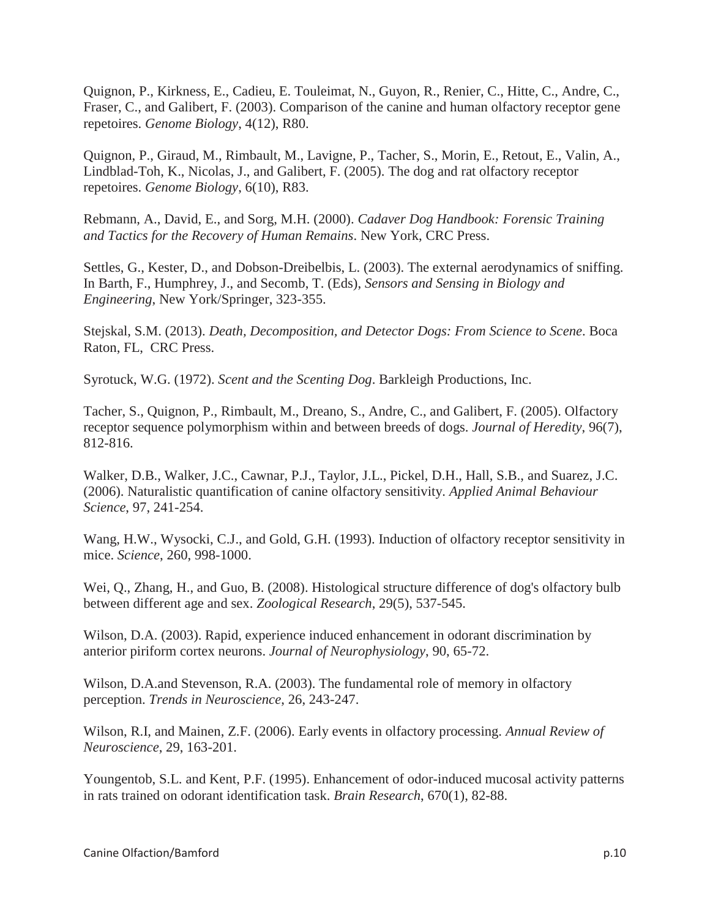Quignon, P., Kirkness, E., Cadieu, E. Touleimat, N., Guyon, R., Renier, C., Hitte, C., Andre, C., Fraser, C., and Galibert, F. (2003). Comparison of the canine and human olfactory receptor gene repetoires. *Genome Biology*, 4(12), R80.

Quignon, P., Giraud, M., Rimbault, M., Lavigne, P., Tacher, S., Morin, E., Retout, E., Valin, A., Lindblad-Toh, K., Nicolas, J., and Galibert, F. (2005). The dog and rat olfactory receptor repetoires. *Genome Biology*, 6(10), R83.

Rebmann, A., David, E., and Sorg, M.H. (2000). *Cadaver Dog Handbook: Forensic Training and Tactics for the Recovery of Human Remains*. New York, CRC Press.

Settles, G., Kester, D., and Dobson-Dreibelbis, L. (2003). The external aerodynamics of sniffing. In Barth, F., Humphrey, J., and Secomb, T. (Eds), *Sensors and Sensing in Biology and Engineering*, New York/Springer, 323-355.

Stejskal, S.M. (2013). *Death, Decomposition, and Detector Dogs: From Science to Scene*. Boca Raton, FL, CRC Press.

Syrotuck, W.G. (1972). *Scent and the Scenting Dog*. Barkleigh Productions, Inc.

Tacher, S., Quignon, P., Rimbault, M., Dreano, S., Andre, C., and Galibert, F. (2005). Olfactory receptor sequence polymorphism within and between breeds of dogs. *Journal of Heredity*, 96(7), 812-816.

Walker, D.B., Walker, J.C., Cawnar, P.J., Taylor, J.L., Pickel, D.H., Hall, S.B., and Suarez, J.C. (2006). Naturalistic quantification of canine olfactory sensitivity. *Applied Animal Behaviour Science*, 97, 241-254.

Wang, H.W., Wysocki, C.J., and Gold, G.H. (1993). Induction of olfactory receptor sensitivity in mice. *Science*, 260, 998-1000.

Wei, Q., Zhang, H., and Guo, B. (2008). Histological structure difference of dog's olfactory bulb between different age and sex. *Zoological Research*, 29(5), 537-545.

Wilson, D.A. (2003). Rapid, experience induced enhancement in odorant discrimination by anterior piriform cortex neurons. *Journal of Neurophysiology*, 90, 65-72.

Wilson, D.A.and Stevenson, R.A. (2003). The fundamental role of memory in olfactory perception. *Trends in Neuroscience*, 26, 243-247.

Wilson, R.I, and Mainen, Z.F. (2006). Early events in olfactory processing. *Annual Review of Neuroscience*, 29, 163-201.

Youngentob, S.L. and Kent, P.F. (1995). Enhancement of odor-induced mucosal activity patterns in rats trained on odorant identification task. *Brain Research*, 670(1), 82-88.